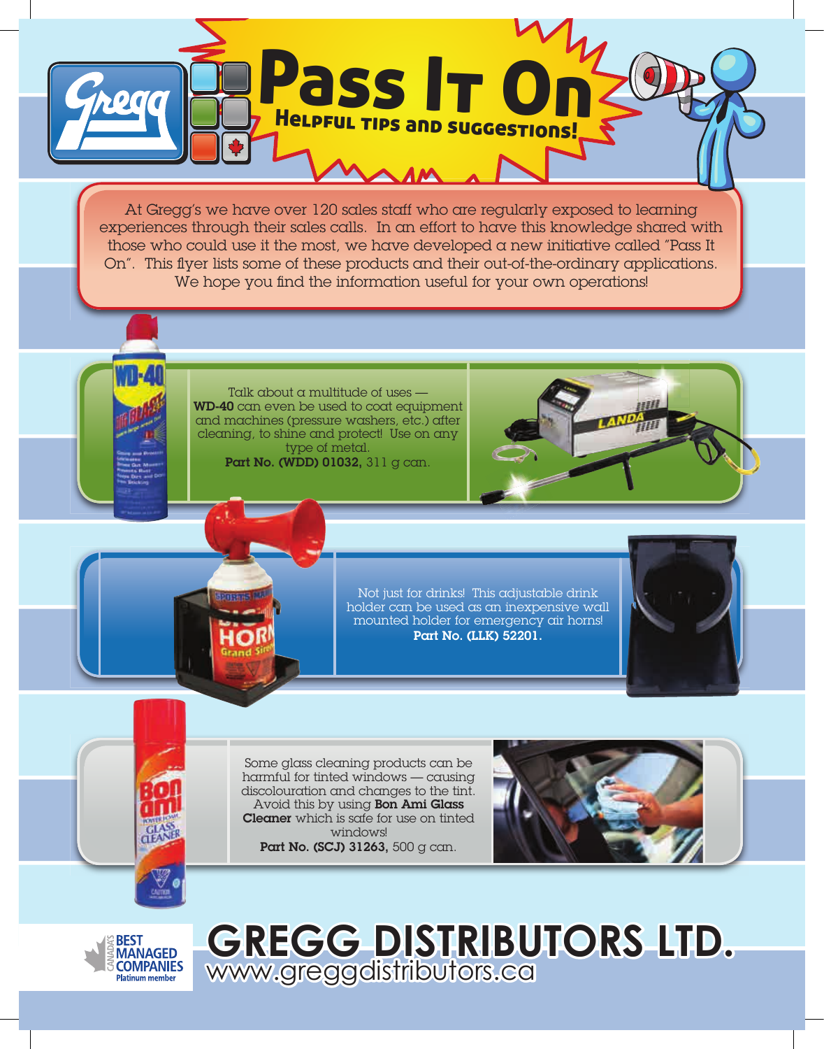# Pass It On

## Helpful tips and suggestions!

At Gregg's we have over 120 sales staff who are regularly exposed to learning experiences through their sales calls. In an effort to have this knowledge shared with those who could use it the most, we have developed a new initiative called "Pass It On". This flyer lists some of these products and their out-of-the-ordinary applications. We hope you find the information useful for your own operations!

Talk about a multitude of uses — **WD-40** can even be used to coat equipment and machines (pressure washers, etc.) after cleaning, to shine and protect! Use on any type of metal.
**Part No. (WDD) 01032,** 311 g can.

Not just for drinks! This adjustable drink holder can be used as an inexpensive wall mounted holder for emergency air horns!
**Part No. (LLK) 52201.**

Some glass cleaning products can be harmful for tinted windows — causing discolouration and changes to the tint. Avoid this by using **Bon Ami Glass Cleaner** which is safe for use on tinted windows!
**Part No. (SCJ) 31263,** 500 g can.

Canada's Best Managed Companies — Platinum member

# GREGG DISTRIBUTORS LTD.

www.greggdistributors.ca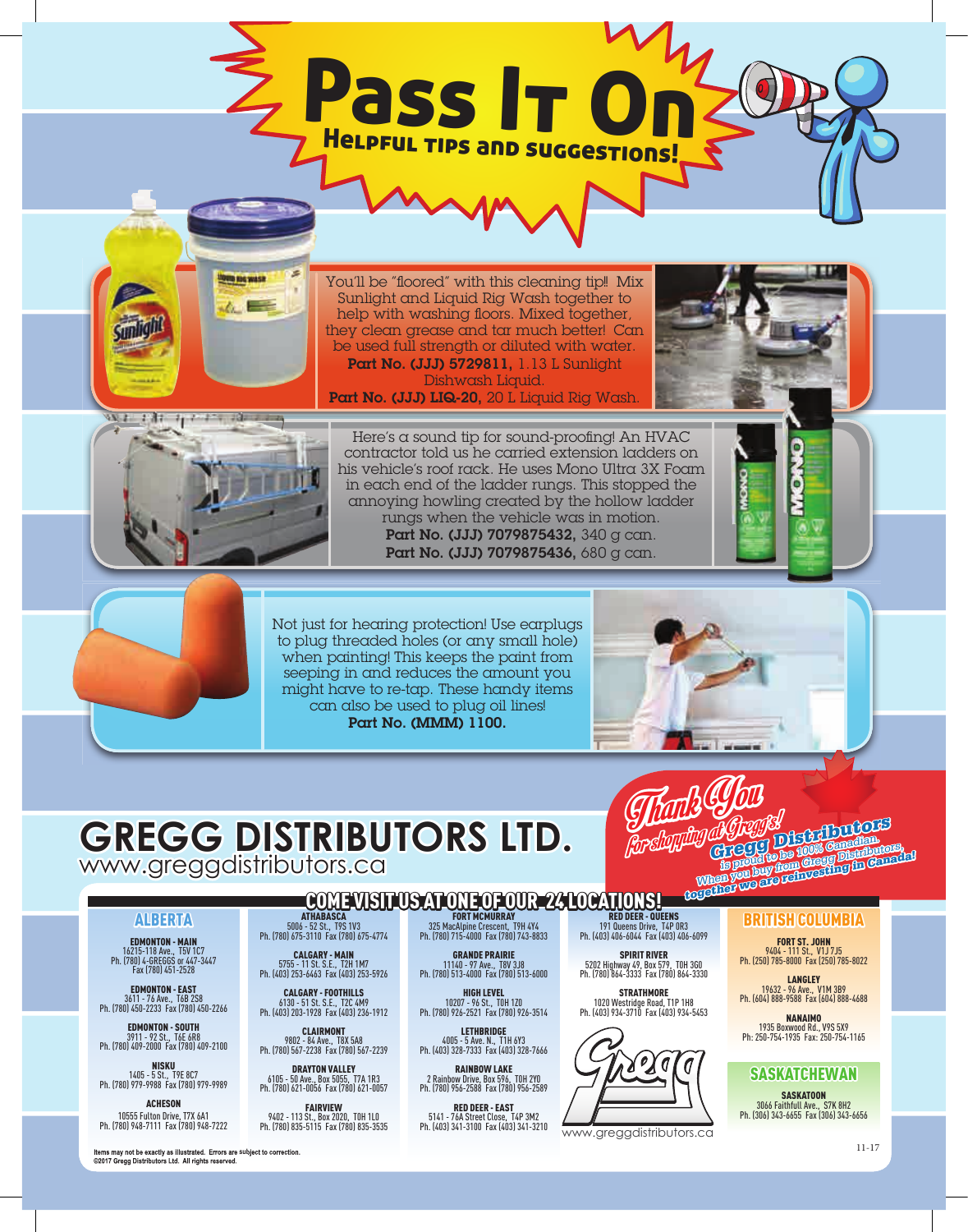# Pass It On

## Helpful tips and suggestions!

You'll be "floored" with this cleaning tip!! Mix Sunlight and Liquid Rig Wash together to help with washing floors. Mixed together, they clean grease and tar much better! Can be used full strength or diluted with water.
**Part No. (JJJ) 5729811,** 1.13 L Sunlight Dishwash Liquid.
**Part No. (JJJ) LIQ-20,** 20 L Liquid Rig Wash.

Here's a sound tip for sound-proofing! An HVAC contractor told us he carried extension ladders on his vehicle's roof rack. He uses Mono Ultra 3X Foam in each end of the ladder rungs. This stopped the annoying howling created by the hollow ladder rungs when the vehicle was in motion.
**Part No. (JJJ) 7079875432,** 340 g can.
**Part No. (JJJ) 7079875436,** 680 g can.

Not just for hearing protection! Use earplugs to plug threaded holes (or any small hole) when painting! This keeps the paint from seeping in and reduces the amount you might have to re-tap. These handy items can also be used to plug oil lines!
**Part No. (MMM) 1100.**

# GREGG DISTRIBUTORS LTD.

www.greggdistributors.ca

*Thank You for shopping at Gregg's!*
**Gregg Distributors** is proud to be 100% Canadian. When you buy from Gregg Distributors, together we are reinvesting in Canada!

## COME VISIT US AT ONE OF OUR 24 LOCATIONS!

### ALBERTA

**EDMONTON - MAIN**
16215-118 Ave., T5V 1C7
Ph. (780) 4-GREGGS or 447-3447
Fax (780) 451-2528

**EDMONTON - EAST**
3611 - 76 Ave., T6B 2S8
Ph. (780) 450-2233 Fax (780) 450-2266

**EDMONTON - SOUTH**
3911 - 92 St., T6E 6R8
Ph. (780) 409-2000 Fax (780) 409-2100

**NISKU**
1405 - 5 St., T9E 8C7
Ph. (780) 979-9988 Fax (780) 979-9989

**ACHESON**
10555 Fulton Drive, T7X 6A1
Ph. (780) 948-7111 Fax (780) 948-7222

**ATHABASCA**
5006 - 52 St., T9S 1V3
Ph. (780) 675-3110 Fax (780) 675-4774

**CALGARY - MAIN**
5755 - 11 St. S.E., T2H 1M7
Ph. (403) 253-6463 Fax (403) 253-5926

**CALGARY - FOOTHILLS**
6130 - 51 St. S.E., T2C 4M9
Ph. (403) 203-1928 Fax (403) 236-1912

**CLAIRMONT**
9802 - 84 Ave., T8X 5A8
Ph. (780) 567-2238 Fax (780) 567-2239

**DRAYTON VALLEY**
6105 - 50 Ave., Box 5055, T7A 1R3
Ph. (780) 621-0056 Fax (780) 621-0057

**FAIRVIEW**
9402 - 113 St., Box 2020, T0H 1L0
Ph. (780) 835-5115 Fax (780) 835-3535

**FORT MCMURRAY**
325 MacAlpine Crescent, T9H 4Y4
Ph. (780) 715-4000 Fax (780) 743-8833

**GRANDE PRAIRIE**
11140 - 97 Ave., T8V 3J8
Ph. (780) 513-4000 Fax (780) 513-6000

**HIGH LEVEL**
10207 - 96 St., T0H 1Z0
Ph. (780) 926-2521 Fax (780) 926-3514

**LETHBRIDGE**
4005 - 5 Ave. N., T1H 6Y3
Ph. (403) 328-7333 Fax (403) 328-7666

**RAINBOW LAKE**
2 Rainbow Drive, Box 596, T0H 2Y0
Ph. (780) 956-2588 Fax (780) 956-2589

**RED DEER - EAST**
5141 - 76A Street Close, T4P 3M2
Ph. (403) 341-3100 Fax (403) 341-3210

**RED DEER - QUEENS**
191 Queens Drive, T4P 0R3
Ph. (403) 406-6044 Fax (403) 406-6099

**SPIRIT RIVER**
5202 Highway 49, Box 579, T0H 3G0
Ph. (780) 864-3333 Fax (780) 864-3330

**STRATHMORE**
1020 Westridge Road, T1P 1H8
Ph. (403) 934-3710 Fax (403) 934-5453

### BRITISH COLUMBIA

**FORT ST. JOHN**
9404 - 111 St., V1J 7J5
Ph. (250) 785-8000 Fax (250) 785-8022

**LANGLEY**
19632 - 96 Ave., V1M 3B9
Ph. (604) 888-9588 Fax (604) 888-4688

**NANAIMO**
1935 Boxwood Rd., V9S 5X9
Ph: 250-754-1935 Fax: 250-754-1165

### SASKATCHEWAN

**SASKATOON**
3066 Faithfull Ave., S7K 8H2
Ph. (306) 343-6655 Fax (306) 343-6656

Gregg

www.greggdistributors.ca

Items may not be exactly as illustrated. Errors are subject to correction.
©2017 Gregg Distributors Ltd. All rights reserved.

11-17